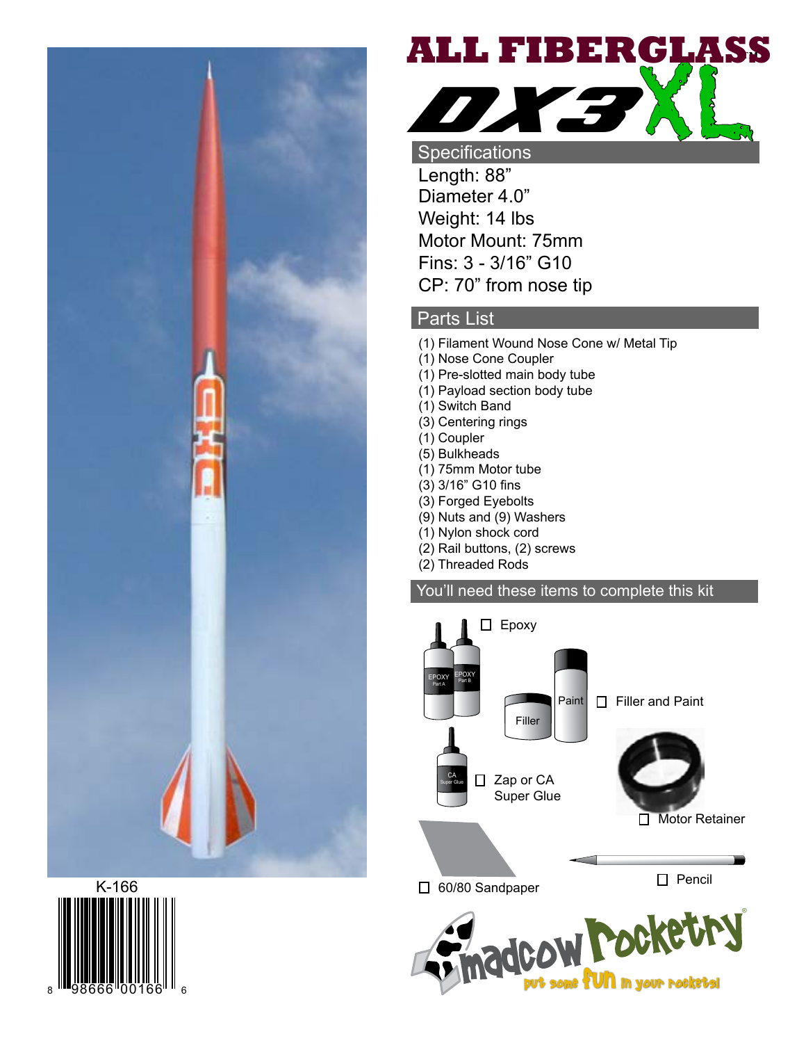# ALL FIBERGLASS DX3 XL

K-166

8 98666 00166 6

## Specifications

Length: 88"
Diameter 4.0"
Weight: 14 lbs
Motor Mount: 75mm
Fins: 3 - 3/16" G10
CP: 70" from nose tip

## Parts List

- (1) Filament Wound Nose Cone w/ Metal Tip
- (1) Nose Cone Coupler
- (1) Pre-slotted main body tube
- (1) Payload section body tube
- (1) Switch Band
- (3) Centering rings
- (1) Coupler
- (5) Bulkheads
- (1) 75mm Motor tube
- (3) 3/16" G10 fins
- (3) Forged Eyebolts
- (9) Nuts and (9) Washers
- (1) Nylon shock cord
- (2) Rail buttons, (2) screws
- (2) Threaded Rods

## You'll need these items to complete this kit

- ☐ Epoxy
- ☐ Filler and Paint
- ☐ Zap or CA Super Glue
- ☐ Motor Retainer
- ☐ 60/80 Sandpaper
- ☐ Pencil

madcow rocketry®
put some fun in your rockets!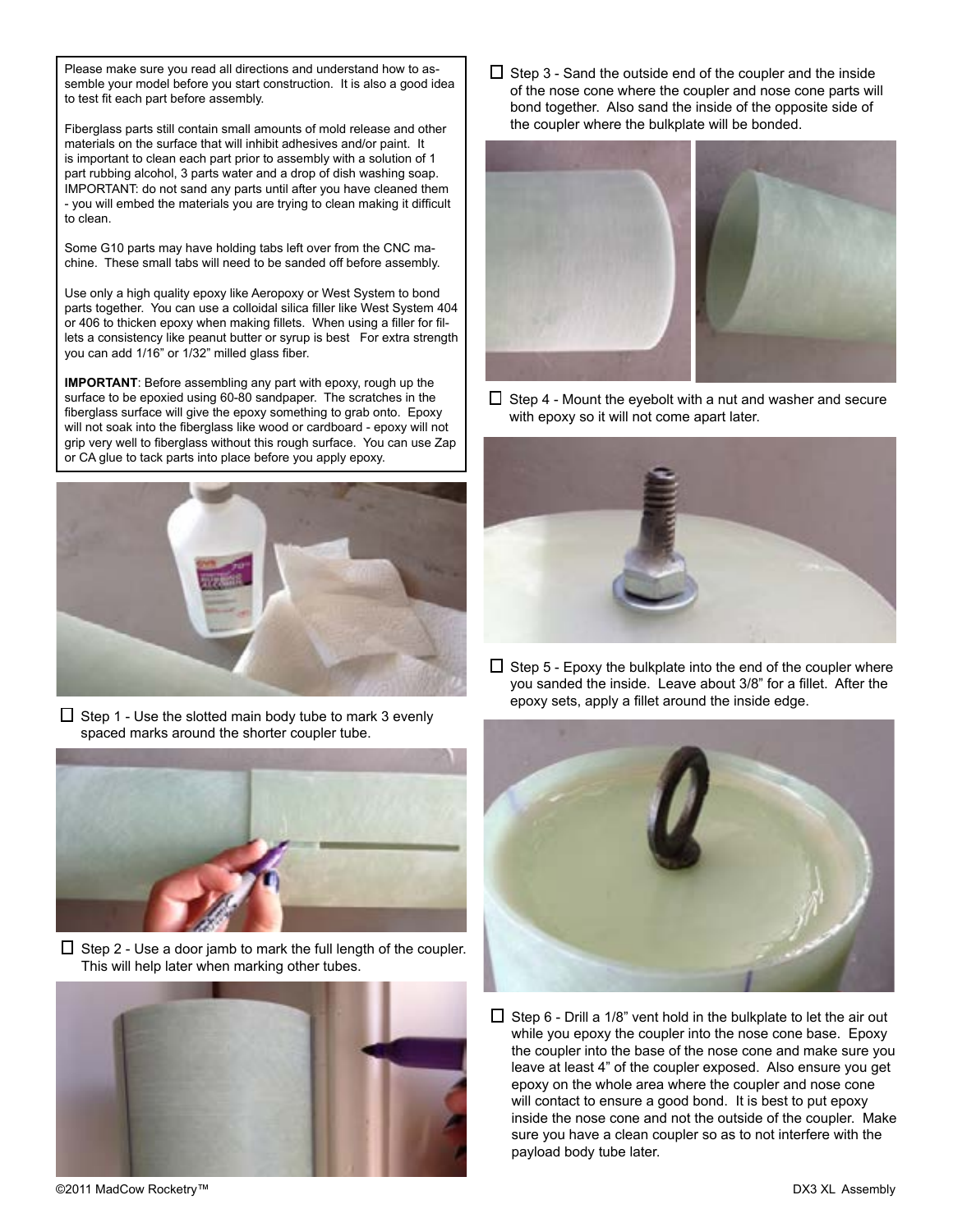Please make sure you read all directions and understand how to assemble your model before you start construction. It is also a good idea to test fit each part before assembly.

Fiberglass parts still contain small amounts of mold release and other materials on the surface that will inhibit adhesives and/or paint. It is important to clean each part prior to assembly with a solution of 1 part rubbing alcohol, 3 parts water and a drop of dish washing soap. IMPORTANT: do not sand any parts until after you have cleaned them - you will embed the materials you are trying to clean making it difficult to clean.

Some G10 parts may have holding tabs left over from the CNC machine. These small tabs will need to be sanded off before assembly.

Use only a high quality epoxy like Aeropoxy or West System to bond parts together. You can use a colloidal silica filler like West System 404 or 406 to thicken epoxy when making fillets. When using a filler for fillets a consistency like peanut butter or syrup is best For extra strength you can add 1/16" or 1/32" milled glass fiber.

**IMPORTANT**: Before assembling any part with epoxy, rough up the surface to be epoxied using 60-80 sandpaper. The scratches in the fiberglass surface will give the epoxy something to grab onto. Epoxy will not soak into the fiberglass like wood or cardboard - epoxy will not grip very well to fiberglass without this rough surface. You can use Zap or CA glue to tack parts into place before you apply epoxy.

- [ ] Step 1 - Use the slotted main body tube to mark 3 evenly spaced marks around the shorter coupler tube.

- [ ] Step 2 - Use a door jamb to mark the full length of the coupler. This will help later when marking other tubes.

- [ ] Step 3 - Sand the outside end of the coupler and the inside of the nose cone where the coupler and nose cone parts will bond together. Also sand the inside of the opposite side of the coupler where the bulkplate will be bonded.

- [ ] Step 4 - Mount the eyebolt with a nut and washer and secure with epoxy so it will not come apart later.

- [ ] Step 5 - Epoxy the bulkplate into the end of the coupler where you sanded the inside. Leave about 3/8" for a fillet. After the epoxy sets, apply a fillet around the inside edge.

- [ ] Step 6 - Drill a 1/8" vent hold in the bulkplate to let the air out while you epoxy the coupler into the nose cone base. Epoxy the coupler into the base of the nose cone and make sure you leave at least 4" of the coupler exposed. Also ensure you get epoxy on the whole area where the coupler and nose cone will contact to ensure a good bond. It is best to put epoxy inside the nose cone and not the outside of the coupler. Make sure you have a clean coupler so as to not interfere with the payload body tube later.

©2011 MadCow Rocketry™ DX3 XL Assembly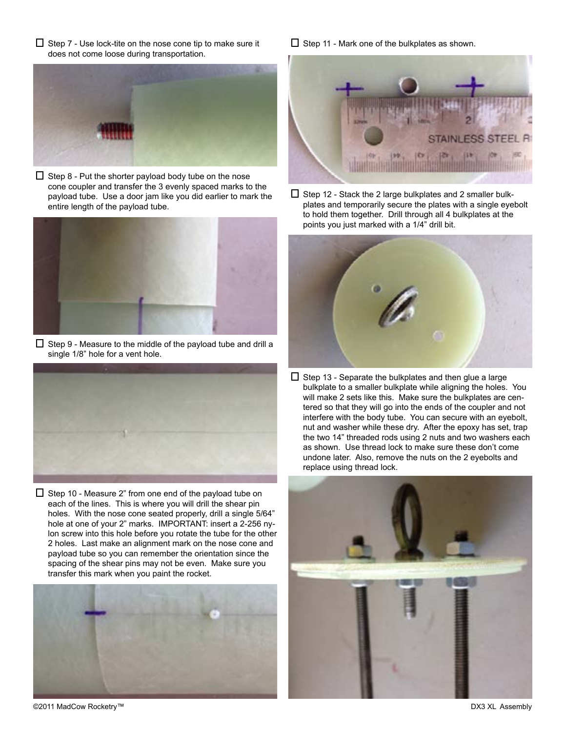☐ Step 7 - Use lock-tite on the nose cone tip to make sure it does not come loose during transportation.

☐ Step 8 - Put the shorter payload body tube on the nose cone coupler and transfer the 3 evenly spaced marks to the payload tube. Use a door jam like you did earlier to mark the entire length of the payload tube.

☐ Step 9 - Measure to the middle of the payload tube and drill a single 1/8" hole for a vent hole.

☐ Step 10 - Measure 2" from one end of the payload tube on each of the lines. This is where you will drill the shear pin holes. With the nose cone seated properly, drill a single 5/64" hole at one of your 2" marks. IMPORTANT: insert a 2-256 nylon screw into this hole before you rotate the tube for the other 2 holes. Last make an alignment mark on the nose cone and payload tube so you can remember the orientation since the spacing of the shear pins may not be even. Make sure you transfer this mark when you paint the rocket.

☐ Step 11 - Mark one of the bulkplates as shown.

☐ Step 12 - Stack the 2 large bulkplates and 2 smaller bulkplates and temporarily secure the plates with a single eyebolt to hold them together. Drill through all 4 bulkplates at the points you just marked with a 1/4" drill bit.

☐ Step 13 - Separate the bulkplates and then glue a large bulkplate to a smaller bulkplate while aligning the holes. You will make 2 sets like this. Make sure the bulkplates are centered so that they will go into the ends of the coupler and not interfere with the body tube. You can secure with an eyebolt, nut and washer while these dry. After the epoxy has set, trap the two 14" threaded rods using 2 nuts and two washers each as shown. Use thread lock to make sure these don't come undone later. Also, remove the nuts on the 2 eyebolts and replace using thread lock.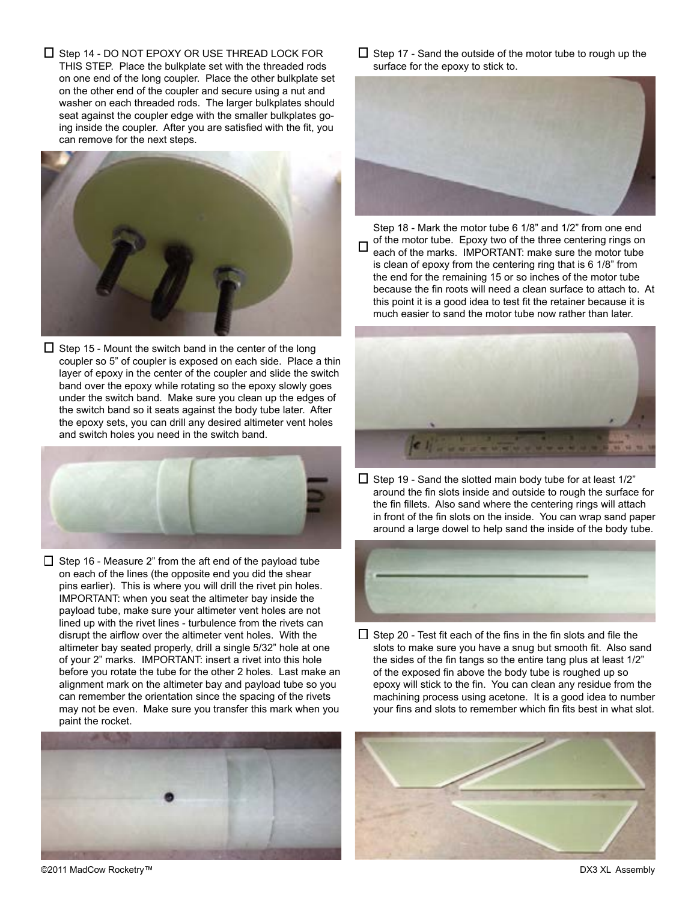☐ Step 14 - DO NOT EPOXY OR USE THREAD LOCK FOR THIS STEP. Place the bulkplate set with the threaded rods on one end of the long coupler. Place the other bulkplate set on the other end of the coupler and secure using a nut and washer on each threaded rods. The larger bulkplates should seat against the coupler edge with the smaller bulkplates going inside the coupler. After you are satisfied with the fit, you can remove for the next steps.

☐ Step 15 - Mount the switch band in the center of the long coupler so 5" of coupler is exposed on each side. Place a thin layer of epoxy in the center of the coupler and slide the switch band over the epoxy while rotating so the epoxy slowly goes under the switch band. Make sure you clean up the edges of the switch band so it seats against the body tube later. After the epoxy sets, you can drill any desired altimeter vent holes and switch holes you need in the switch band.

☐ Step 16 - Measure 2" from the aft end of the payload tube on each of the lines (the opposite end you did the shear pins earlier). This is where you will drill the rivet pin holes. IMPORTANT: when you seat the altimeter bay inside the payload tube, make sure your altimeter vent holes are not lined up with the rivet lines - turbulence from the rivets can disrupt the airflow over the altimeter vent holes. With the altimeter bay seated properly, drill a single 5/32" hole at one of your 2" marks. IMPORTANT: insert a rivet into this hole before you rotate the tube for the other 2 holes. Last make an alignment mark on the altimeter bay and payload tube so you can remember the orientation since the spacing of the rivets may not be even. Make sure you transfer this mark when you paint the rocket.

☐ Step 17 - Sand the outside of the motor tube to rough up the surface for the epoxy to stick to.

☐ Step 18 - Mark the motor tube 6 1/8" and 1/2" from one end of the motor tube. Epoxy two of the three centering rings on each of the marks. IMPORTANT: make sure the motor tube is clean of epoxy from the centering ring that is 6 1/8" from the end for the remaining 15 or so inches of the motor tube because the fin roots will need a clean surface to attach to. At this point it is a good idea to test fit the retainer because it is much easier to sand the motor tube now rather than later.

☐ Step 19 - Sand the slotted main body tube for at least 1/2" around the fin slots inside and outside to rough the surface for the fin fillets. Also sand where the centering rings will attach in front of the fin slots on the inside. You can wrap sand paper around a large dowel to help sand the inside of the body tube.

☐ Step 20 - Test fit each of the fins in the fin slots and file the slots to make sure you have a snug but smooth fit. Also sand the sides of the fin tangs so the entire tang plus at least 1/2" of the exposed fin above the body tube is roughed up so epoxy will stick to the fin. You can clean any residue from the machining process using acetone. It is a good idea to number your fins and slots to remember which fin fits best in what slot.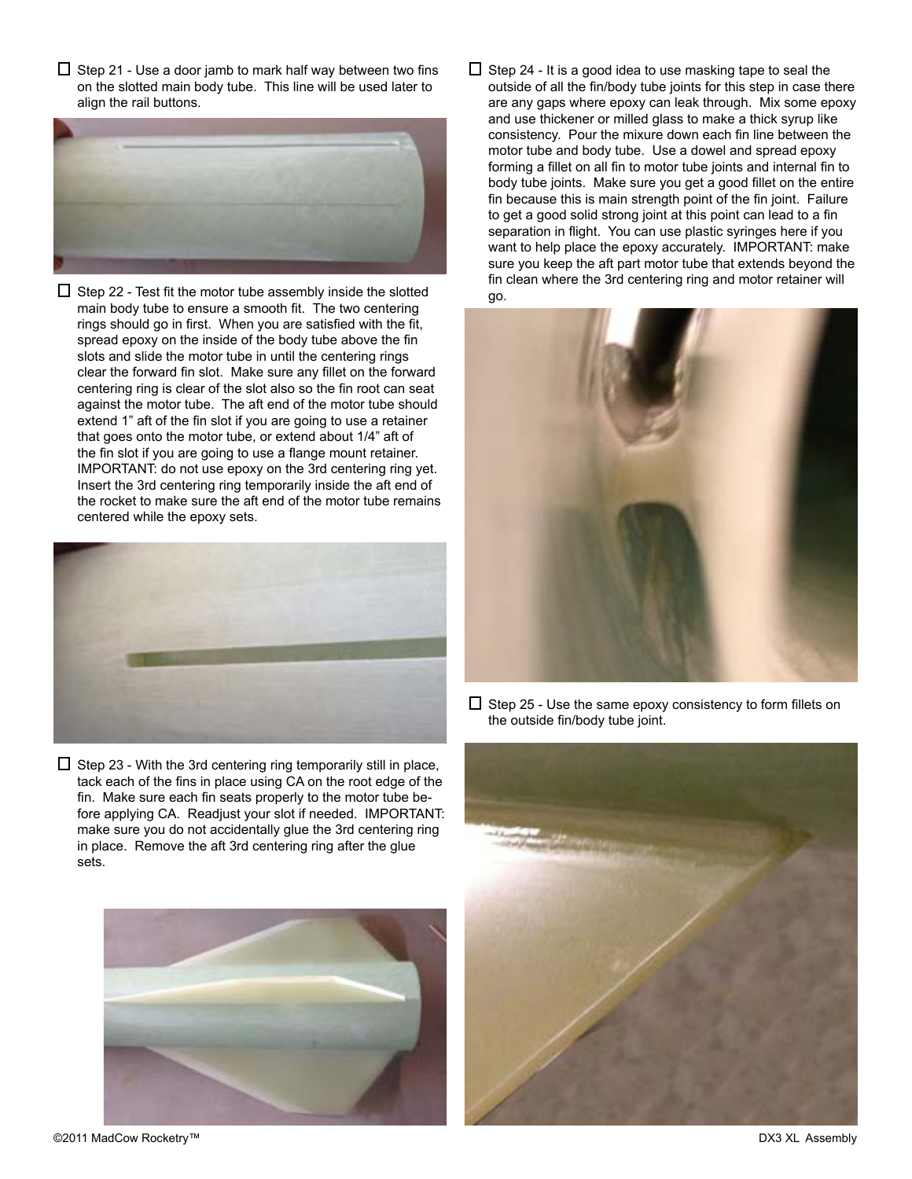☐ Step 21 - Use a door jamb to mark half way between two fins on the slotted main body tube. This line will be used later to align the rail buttons.

☐ Step 22 - Test fit the motor tube assembly inside the slotted main body tube to ensure a smooth fit. The two centering rings should go in first. When you are satisfied with the fit, spread epoxy on the inside of the body tube above the fin slots and slide the motor tube in until the centering rings clear the forward fin slot. Make sure any fillet on the forward centering ring is clear of the slot also so the fin root can seat against the motor tube. The aft end of the motor tube should extend 1" aft of the fin slot if you are going to use a retainer that goes onto the motor tube, or extend about 1/4" aft of the fin slot if you are going to use a flange mount retainer. IMPORTANT: do not use epoxy on the 3rd centering ring yet. Insert the 3rd centering ring temporarily inside the aft end of the rocket to make sure the aft end of the motor tube remains centered while the epoxy sets.

☐ Step 23 - With the 3rd centering ring temporarily still in place, tack each of the fins in place using CA on the root edge of the fin. Make sure each fin seats properly to the motor tube before applying CA. Readjust your slot if needed. IMPORTANT: make sure you do not accidentally glue the 3rd centering ring in place. Remove the aft 3rd centering ring after the glue sets.

☐ Step 24 - It is a good idea to use masking tape to seal the outside of all the fin/body tube joints for this step in case there are any gaps where epoxy can leak through. Mix some epoxy and use thickener or milled glass to make a thick syrup like consistency. Pour the mixure down each fin line between the motor tube and body tube. Use a dowel and spread epoxy forming a fillet on all fin to motor tube joints and internal fin to body tube joints. Make sure you get a good fillet on the entire fin because this is main strength point of the fin joint. Failure to get a good solid strong joint at this point can lead to a fin separation in flight. You can use plastic syringes here if you want to help place the epoxy accurately. IMPORTANT: make sure you keep the aft part motor tube that extends beyond the fin clean where the 3rd centering ring and motor retainer will go.

☐ Step 25 - Use the same epoxy consistency to form fillets on the outside fin/body tube joint.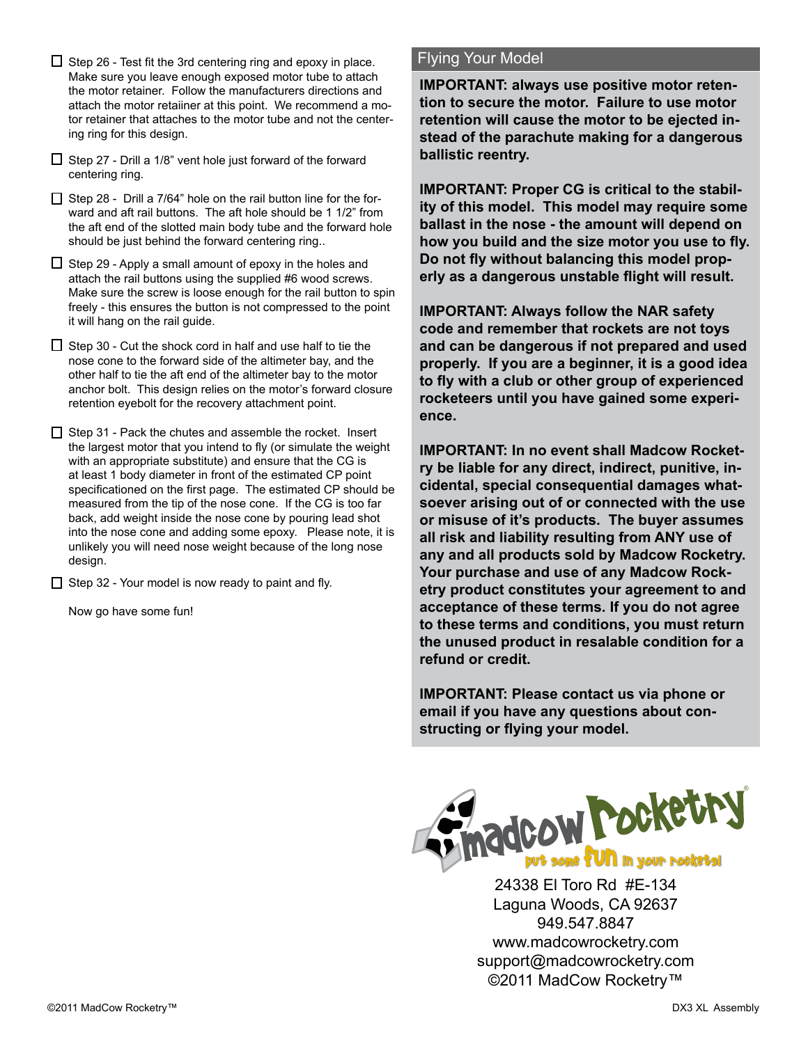- [ ] Step 26 - Test fit the 3rd centering ring and epoxy in place. Make sure you leave enough exposed motor tube to attach the motor retainer. Follow the manufacturers directions and attach the motor retaiiner at this point. We recommend a motor retainer that attaches to the motor tube and not the centering ring for this design.

- [ ] Step 27 - Drill a 1/8” vent hole just forward of the forward centering ring.

- [ ] Step 28 - Drill a 7/64” hole on the rail button line for the forward and aft rail buttons. The aft hole should be 1 1/2” from the aft end of the slotted main body tube and the forward hole should be just behind the forward centering ring..

- [ ] Step 29 - Apply a small amount of epoxy in the holes and attach the rail buttons using the supplied #6 wood screws. Make sure the screw is loose enough for the rail button to spin freely - this ensures the button is not compressed to the point it will hang on the rail guide.

- [ ] Step 30 - Cut the shock cord in half and use half to tie the nose cone to the forward side of the altimeter bay, and the other half to tie the aft end of the altimeter bay to the motor anchor bolt. This design relies on the motor’s forward closure retention eyebolt for the recovery attachment point.

- [ ] Step 31 - Pack the chutes and assemble the rocket. Insert the largest motor that you intend to fly (or simulate the weight with an appropriate substitute) and ensure that the CG is at least 1 body diameter in front of the estimated CP point specificationed on the first page. The estimated CP should be measured from the tip of the nose cone. If the CG is too far back, add weight inside the nose cone by pouring lead shot into the nose cone and adding some epoxy. Please note, it is unlikely you will need nose weight because of the long nose design.

- [ ] Step 32 - Your model is now ready to paint and fly.

Now go have some fun!

## Flying Your Model

**IMPORTANT: always use positive motor retention to secure the motor. Failure to use motor retention will cause the motor to be ejected instead of the parachute making for a dangerous ballistic reentry.**

**IMPORTANT: Proper CG is critical to the stability of this model. This model may require some ballast in the nose - the amount will depend on how you build and the size motor you use to fly. Do not fly without balancing this model properly as a dangerous unstable flight will result.**

**IMPORTANT: Always follow the NAR safety code and remember that rockets are not toys and can be dangerous if not prepared and used properly. If you are a beginner, it is a good idea to fly with a club or other group of experienced rocketeers until you have gained some experience.**

**IMPORTANT: In no event shall Madcow Rocketry be liable for any direct, indirect, punitive, incidental, special consequential damages whatsoever arising out of or connected with the use or misuse of it’s products. The buyer assumes all risk and liability resulting from ANY use of any and all products sold by Madcow Rocketry. Your purchase and use of any Madcow Rocketry product constitutes your agreement to and acceptance of these terms. If you do not agree to these terms and conditions, you must return the unused product in resalable condition for a refund or credit.**

**IMPORTANT: Please contact us via phone or email if you have any questions about constructing or flying your model.**

madcow rocketry®
put some fun in your rockets!

24338 El Toro Rd #E-134
Laguna Woods, CA 92637
949.547.8847
www.madcowrocketry.com
support@madcowrocketry.com
©2011 MadCow Rocketry™